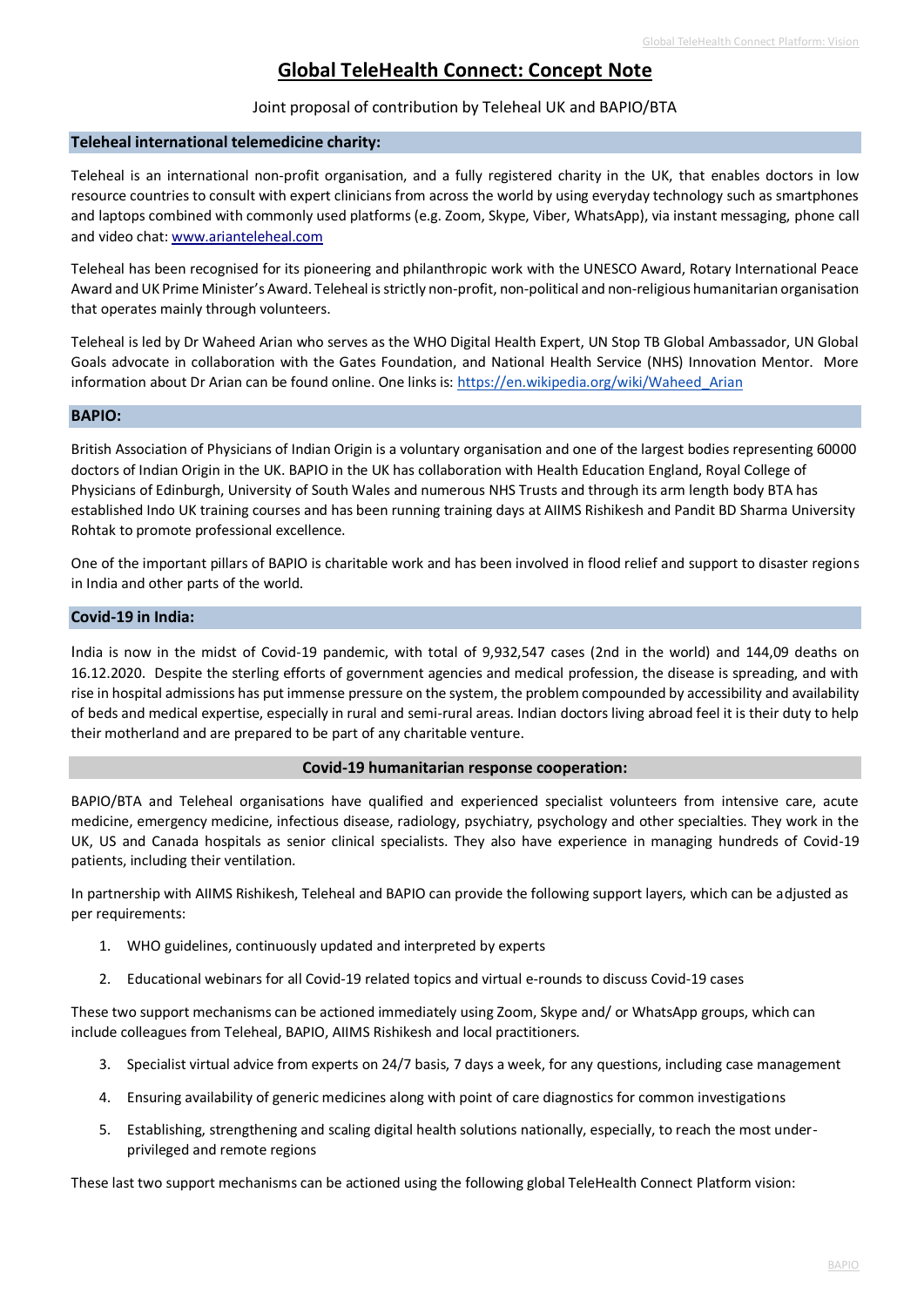# Global TeleHealth Connect: Concept Note

Joint proposal of contribution by Teleheal UK and BAPIO/BTA

## Teleheal international telemedicine charity:

Teleheal is an international non-profit organisation, and a fully registered charity in the UK, that enables doctors in low resource countries to consult with expert clinicians from across the world by using everyday technology such as smartphones and laptops combined with commonly used platforms (e.g. Zoom, Skype, Viber, WhatsApp), via instant messaging, phone call and video chat: [www.arianteleheal.com](http://www.arianteleheal.com)

Teleheal has been recognised for its pioneering and philanthropic work with the UNESCO Award, Rotary International Peace Award and UK Prime Minister's Award. Teleheal is strictly non-profit, non-political and non-religious humanitarian organisation that operates mainly through volunteers.

Teleheal is led by Dr Waheed Arian who serves as the WHO Digital Health Expert, UN Stop TB Global Ambassador, UN Global Goals advocate in collaboration with the Gates Foundation, and National Health Service (NHS) Innovation Mentor. More information about Dr Arian can be found online. One links is: [https://en.wikipedia.org/wiki/Waheed_Arian](https://en.wikipedia.org/wiki/Waheed_Arian)

## BAPIO:

British Association of Physicians of Indian Origin is a voluntary organisation and one of the largest bodies representing 60000 doctors of Indian Origin in the UK. BAPIO in the UK has collaboration with Health Education England, Royal College of Physicians of Edinburgh, University of South Wales and numerous NHS Trusts and through its arm length body BTA has established Indo UK training courses and has been running training days at AIIMS Rishikesh and Pandit BD Sharma University Rohtak to promote professional excellence.

One of the important pillars of BAPIO is charitable work and has been involved in flood relief and support to disaster regions in India and other parts of the world.

## Covid-19 in India:

India is now in the midst of Covid-19 pandemic, with total of 9,932,547 cases (2nd in the world) and 144,09 deaths on 16.12.2020. Despite the sterling efforts of government agencies and medical profession, the disease is spreading, and with rise in hospital admissions has put immense pressure on the system, the problem compounded by accessibility and availability of beds and medical expertise, especially in rural and semi-rural areas. Indian doctors living abroad feel it is their duty to help their motherland and are prepared to be part of any charitable venture.

## Covid-19 humanitarian response cooperation:

BAPIO/BTA and Teleheal organisations have qualified and experienced specialist volunteers from intensive care, acute medicine, emergency medicine, infectious disease, radiology, psychiatry, psychology and other specialties. They work in the UK, US and Canada hospitals as senior clinical specialists. They also have experience in managing hundreds of Covid-19 patients, including their ventilation.

In partnership with AIIMS Rishikesh, Teleheal and BAPIO can provide the following support layers, which can be adjusted as per requirements:

1. WHO guidelines, continuously updated and interpreted by experts
2. Educational webinars for all Covid-19 related topics and virtual e-rounds to discuss Covid-19 cases

These two support mechanisms can be actioned immediately using Zoom, Skype and/ or WhatsApp groups, which can include colleagues from Teleheal, BAPIO, AIIMS Rishikesh and local practitioners.

3. Specialist virtual advice from experts on 24/7 basis, 7 days a week, for any questions, including case management
4. Ensuring availability of generic medicines along with point of care diagnostics for common investigations
5. Establishing, strengthening and scaling digital health solutions nationally, especially, to reach the most under-privileged and remote regions

These last two support mechanisms can be actioned using the following global TeleHealth Connect Platform vision: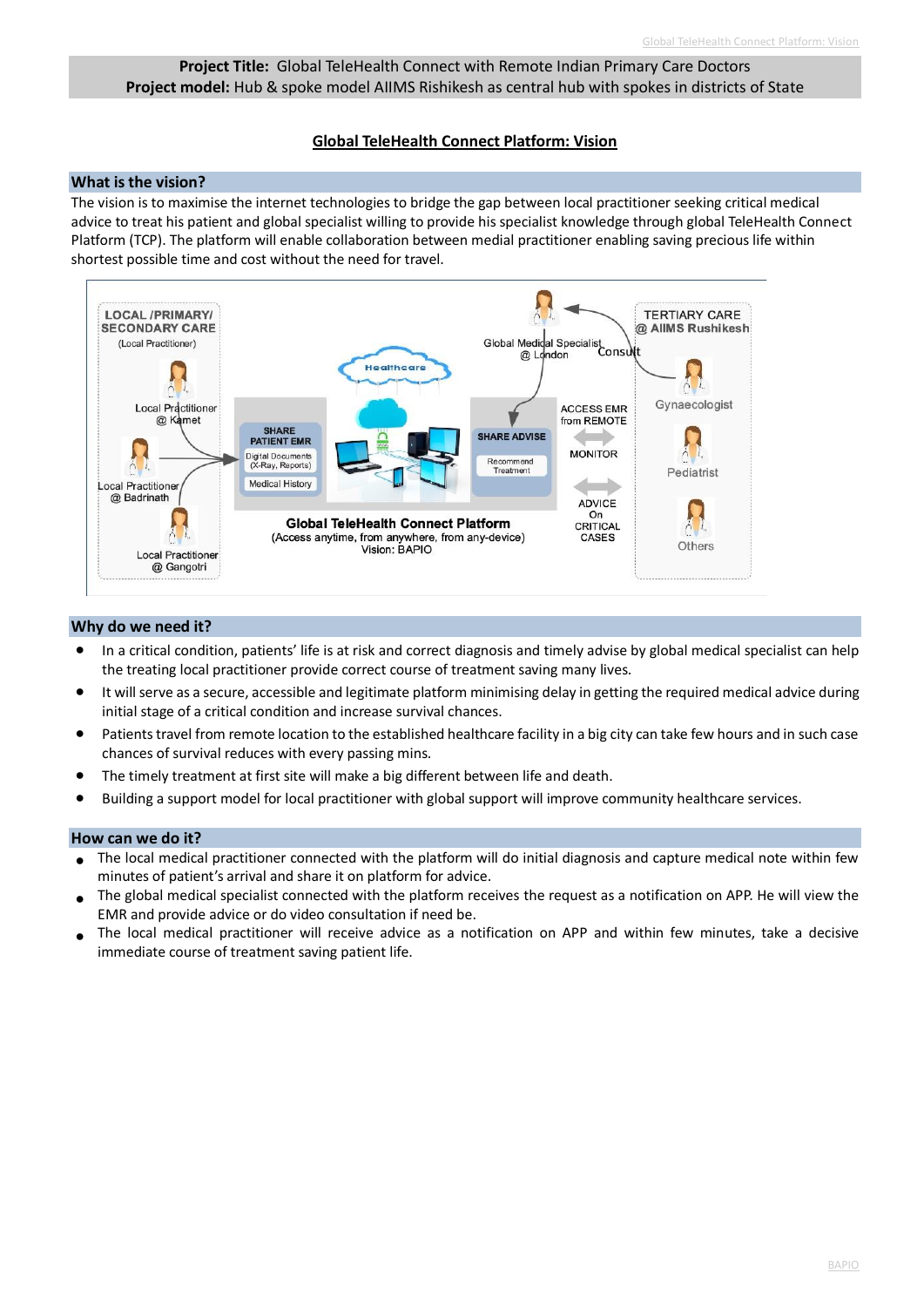**Project Title:** Global TeleHealth Connect with Remote Indian Primary Care Doctors
**Project model:** Hub & spoke model AIIMS Rishikesh as central hub with spokes in districts of State

## Global TeleHealth Connect Platform: Vision

### What is the vision?

The vision is to maximise the internet technologies to bridge the gap between local practitioner seeking critical medical advice to treat his patient and global specialist willing to provide his specialist knowledge through global TeleHealth Connect Platform (TCP). The platform will enable collaboration between medial practitioner enabling saving precious life within shortest possible time and cost without the need for travel.

LOCAL /PRIMARY/ SECONDARY CARE (Local Practitioner)

Local Practitioner @ Kamet

Local Practitioner @ Badrinath

Local Practitioner @ Gangotri

Healthcare

SHARE PATIENT EMR

Digital Documents (X-Ray, Reports)

Medical History

SHARE ADVISE

Recommend Treatment

Global Medical Specialist @ London

Consult

ACCESS EMR from REMOTE

MONITOR

ADVICE On CRITICAL CASES

TERTIARY CARE @ AIIMS Rushikesh

Gynaecologist

Pediatrist

Others

**Global TeleHealth Connect Platform**
(Access anytime, from anywhere, from any-device)
Vision: BAPIO

### Why do we need it?

- In a critical condition, patients' life is at risk and correct diagnosis and timely advise by global medical specialist can help the treating local practitioner provide correct course of treatment saving many lives.
- It will serve as a secure, accessible and legitimate platform minimising delay in getting the required medical advice during initial stage of a critical condition and increase survival chances.
- Patients travel from remote location to the established healthcare facility in a big city can take few hours and in such case chances of survival reduces with every passing mins.
- The timely treatment at first site will make a big different between life and death.
- Building a support model for local practitioner with global support will improve community healthcare services.

### How can we do it?

- The local medical practitioner connected with the platform will do initial diagnosis and capture medical note within few minutes of patient's arrival and share it on platform for advice.
- The global medical specialist connected with the platform receives the request as a notification on APP. He will view the EMR and provide advice or do video consultation if need be.
- The local medical practitioner will receive advice as a notification on APP and within few minutes, take a decisive immediate course of treatment saving patient life.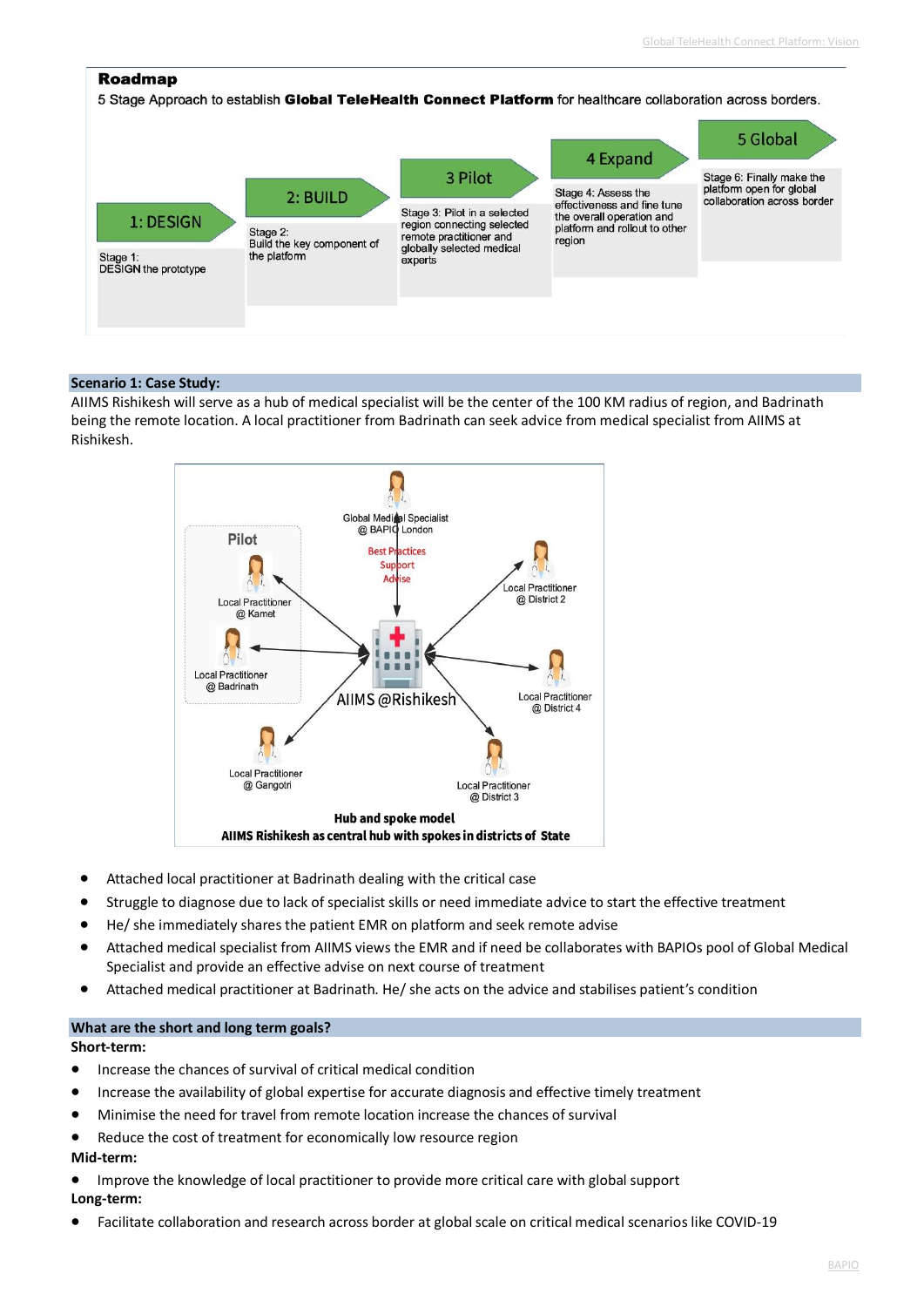## Roadmap

5 Stage Approach to establish **Global TeleHealth Connect Platform** for healthcare collaboration across borders.

| 1: DESIGN | 2: BUILD | 3 Pilot | 4 Expand | 5 Global |
|---|---|---|---|---|
| Stage 1: DESIGN the prototype | Stage 2: Build the key component of the platform | Stage 3: Pilot in a selected region connecting selected remote practitioner and globally selected medical experts | Stage 4: Assess the effectiveness and fine tune the overall operation and platform and rollout to other region | Stage 6: Finally make the platform open for global collaboration across border |

## Scenario 1: Case Study:

AIIMS Rishikesh will serve as a hub of medical specialist will be the center of the 100 KM radius of region, and Badrinath being the remote location. A local practitioner from Badrinath can seek advice from medical specialist from AIIMS at Rishikesh.

Pilot
Local Practitioner @ Kamet
Local Practitioner @ Badrinath
Global Medical Specialist @ BAPIO London
Best Practices Support Advise
Local Practitioner @ District 2
AIIMS @Rishikesh
Local Practitioner @ District 4
Local Practitioner @ Gangotri
Local Practitioner @ District 3

**Hub and spoke model**
**AIIMS Rishikesh as central hub with spokes in districts of State**

- Attached local practitioner at Badrinath dealing with the critical case
- Struggle to diagnose due to lack of specialist skills or need immediate advice to start the effective treatment
- He/ she immediately shares the patient EMR on platform and seek remote advise
- Attached medical specialist from AIIMS views the EMR and if need be collaborates with BAPIOs pool of Global Medical Specialist and provide an effective advise on next course of treatment
- Attached medical practitioner at Badrinath. He/ she acts on the advice and stabilises patient's condition

## What are the short and long term goals?

**Short-term:**

- Increase the chances of survival of critical medical condition
- Increase the availability of global expertise for accurate diagnosis and effective timely treatment
- Minimise the need for travel from remote location increase the chances of survival
- Reduce the cost of treatment for economically low resource region

**Mid-term:**

- Improve the knowledge of local practitioner to provide more critical care with global support

**Long-term:**

- Facilitate collaboration and research across border at global scale on critical medical scenarios like COVID-19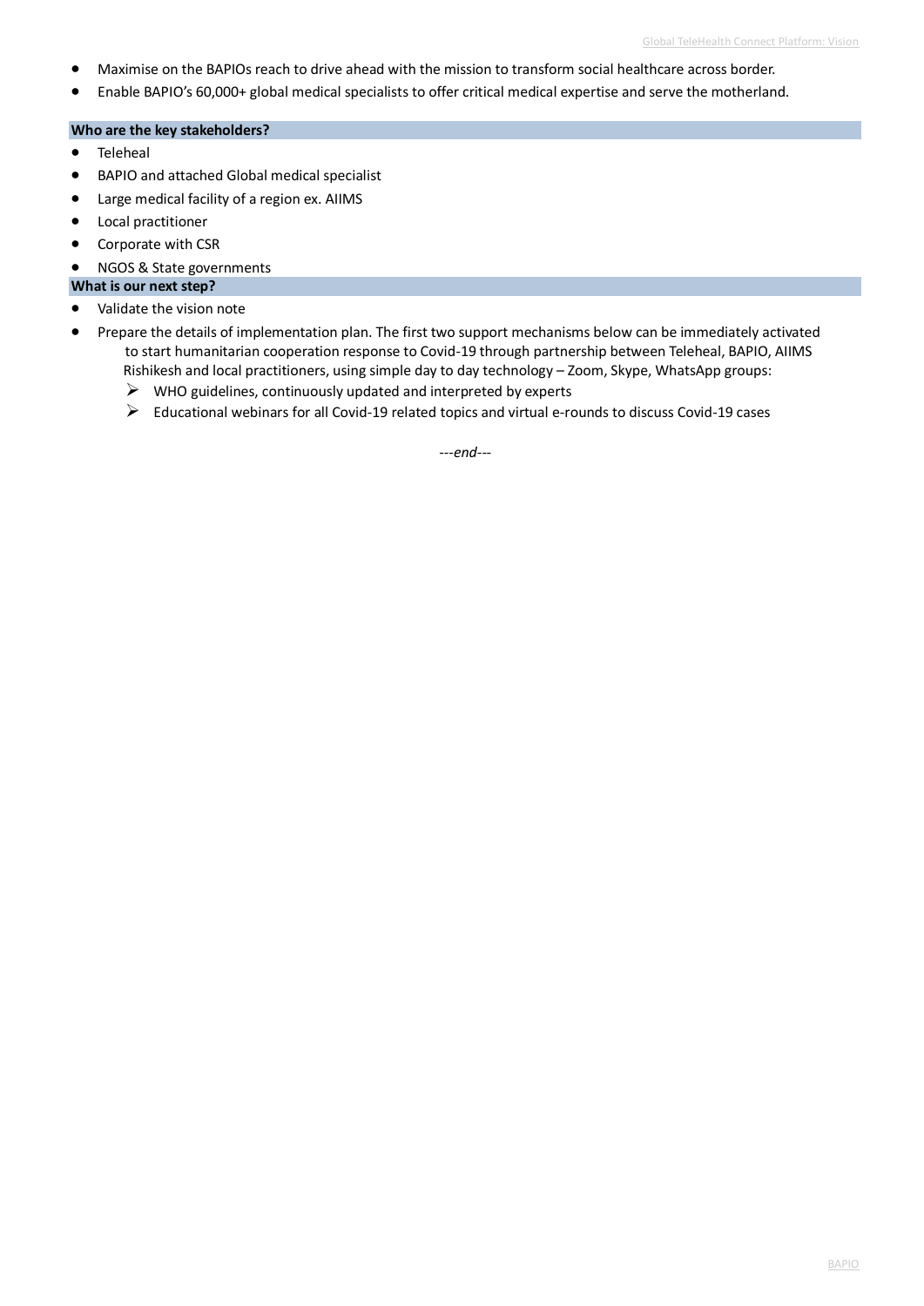- Maximise on the BAPIOs reach to drive ahead with the mission to transform social healthcare across border.
- Enable BAPIO's 60,000+ global medical specialists to offer critical medical expertise and serve the motherland.

**Who are the key stakeholders?**

- Teleheal
- BAPIO and attached Global medical specialist
- Large medical facility of a region ex. AIIMS
- Local practitioner
- Corporate with CSR
- NGOS & State governments

**What is our next step?**

- Validate the vision note
- Prepare the details of implementation plan. The first two support mechanisms below can be immediately activated to start humanitarian cooperation response to Covid-19 through partnership between Teleheal, BAPIO, AIIMS Rishikesh and local practitioners, using simple day to day technology – Zoom, Skype, WhatsApp groups:
  - WHO guidelines, continuously updated and interpreted by experts
  - Educational webinars for all Covid-19 related topics and virtual e-rounds to discuss Covid-19 cases

*---end---*